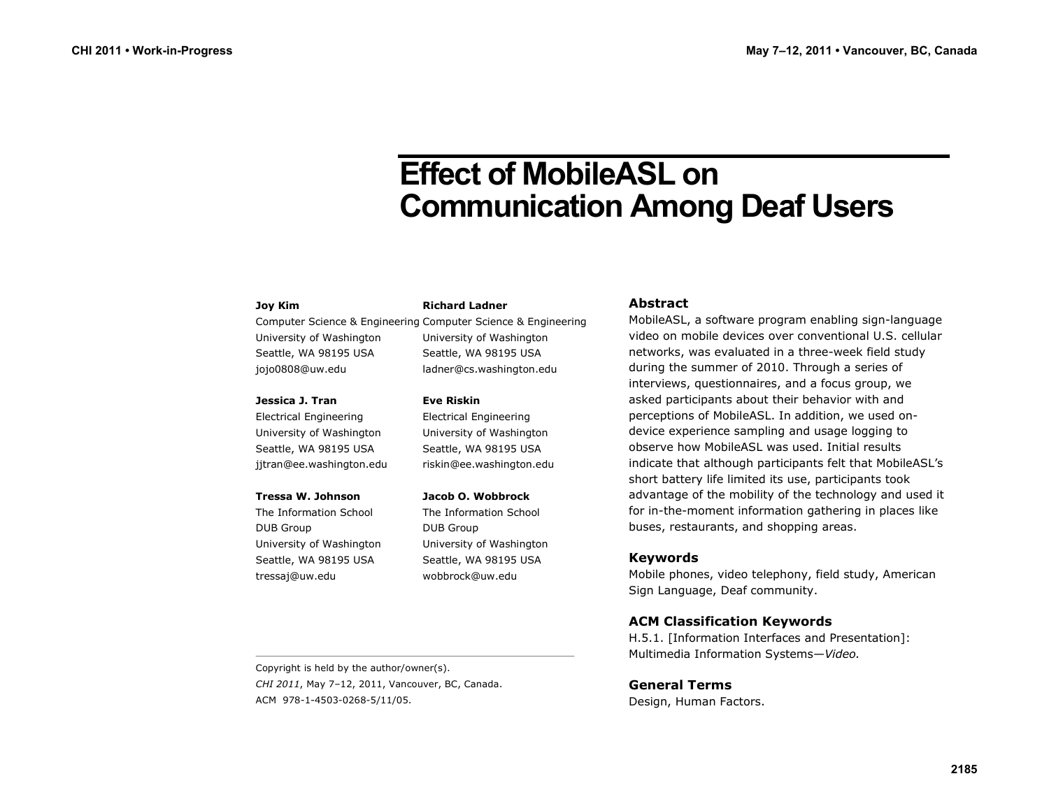# Effect of MobileASL on Communication Among Deaf Users

**Joy Kim**
Computer Science & Engineering
University of Washington
Seattle, WA 98195 USA
jojo0808@uw.edu

**Richard Ladner**
Computer Science & Engineering
University of Washington
Seattle, WA 98195 USA
ladner@cs.washington.edu

**Jessica J. Tran**
Electrical Engineering
University of Washington
Seattle, WA 98195 USA
jjtran@ee.washington.edu

**Eve Riskin**
Electrical Engineering
University of Washington
Seattle, WA 98195 USA
riskin@ee.washington.edu

**Tressa W. Johnson**
The Information School
DUB Group
University of Washington
Seattle, WA 98195 USA
tressaj@uw.edu

**Jacob O. Wobbrock**
The Information School
DUB Group
University of Washington
Seattle, WA 98195 USA
wobbrock@uw.edu

Copyright is held by the author/owner(s).
*CHI 2011*, May 7–12, 2011, Vancouver, BC, Canada.
ACM 978-1-4503-0268-5/11/05.

## Abstract

MobileASL, a software program enabling sign-language video on mobile devices over conventional U.S. cellular networks, was evaluated in a three-week field study during the summer of 2010. Through a series of interviews, questionnaires, and a focus group, we asked participants about their behavior with and perceptions of MobileASL. In addition, we used on-device experience sampling and usage logging to observe how MobileASL was used. Initial results indicate that although participants felt that MobileASL's short battery life limited its use, participants took advantage of the mobility of the technology and used it for in-the-moment information gathering in places like buses, restaurants, and shopping areas.

## Keywords

Mobile phones, video telephony, field study, American Sign Language, Deaf community.

## ACM Classification Keywords

H.5.1. [Information Interfaces and Presentation]: Multimedia Information Systems—*Video.*

## General Terms

Design, Human Factors.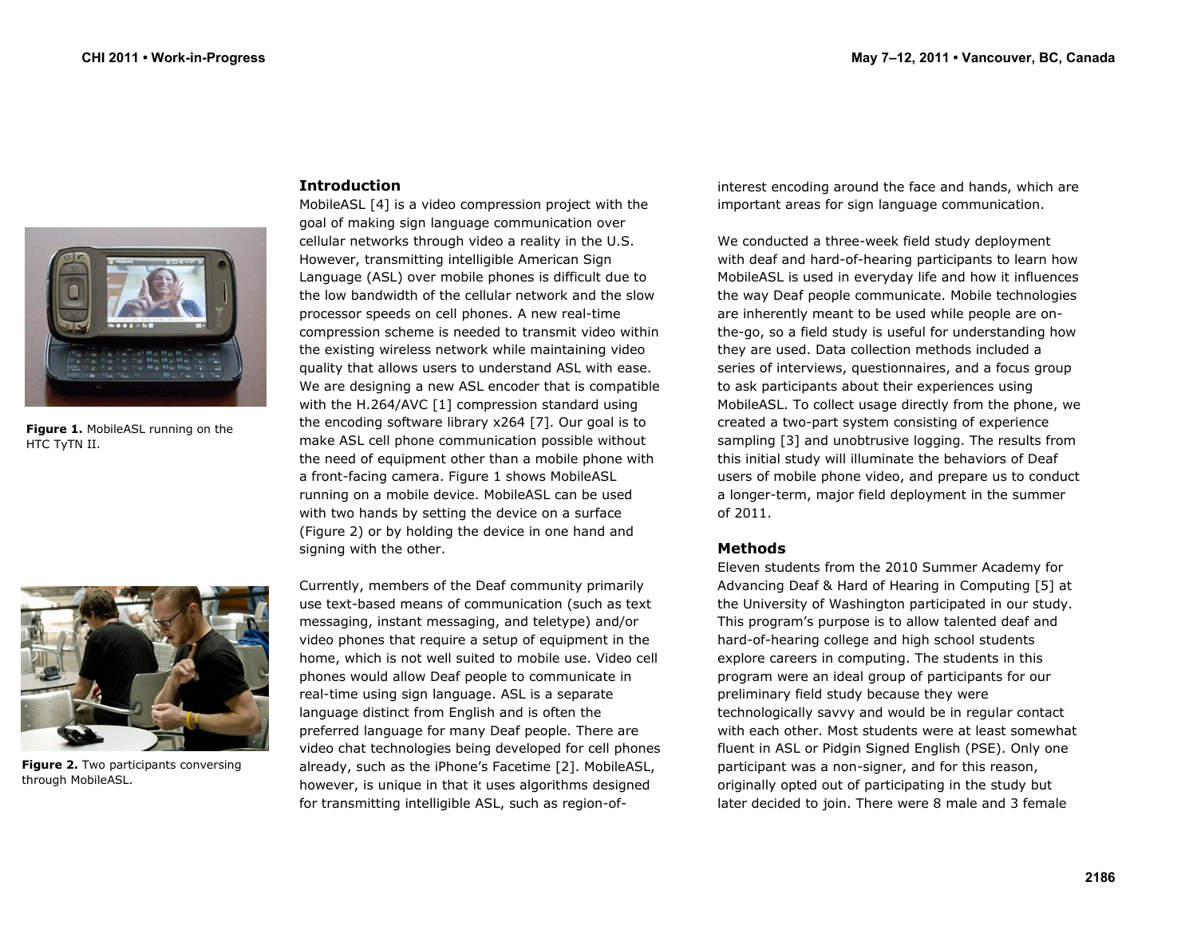## Introduction

MobileASL [4] is a video compression project with the goal of making sign language communication over cellular networks through video a reality in the U.S. However, transmitting intelligible American Sign Language (ASL) over mobile phones is difficult due to the low bandwidth of the cellular network and the slow processor speeds on cell phones. A new real-time compression scheme is needed to transmit video within the existing wireless network while maintaining video quality that allows users to understand ASL with ease. We are designing a new ASL encoder that is compatible with the H.264/AVC [1] compression standard using the encoding software library x264 [7]. Our goal is to make ASL cell phone communication possible without the need of equipment other than a mobile phone with a front-facing camera. Figure 1 shows MobileASL running on a mobile device. MobileASL can be used with two hands by setting the device on a surface (Figure 2) or by holding the device in one hand and signing with the other.

**Figure 1.** MobileASL running on the HTC TyTN II.

**Figure 2.** Two participants conversing through MobileASL.

Currently, members of the Deaf community primarily use text-based means of communication (such as text messaging, instant messaging, and teletype) and/or video phones that require a setup of equipment in the home, which is not well suited to mobile use. Video cell phones would allow Deaf people to communicate in real-time using sign language. ASL is a separate language distinct from English and is often the preferred language for many Deaf people. There are video chat technologies being developed for cell phones already, such as the iPhone's Facetime [2]. MobileASL, however, is unique in that it uses algorithms designed for transmitting intelligible ASL, such as region-of-interest encoding around the face and hands, which are important areas for sign language communication.

We conducted a three-week field study deployment with deaf and hard-of-hearing participants to learn how MobileASL is used in everyday life and how it influences the way Deaf people communicate. Mobile technologies are inherently meant to be used while people are on-the-go, so a field study is useful for understanding how they are used. Data collection methods included a series of interviews, questionnaires, and a focus group to ask participants about their experiences using MobileASL. To collect usage directly from the phone, we created a two-part system consisting of experience sampling [3] and unobtrusive logging. The results from this initial study will illuminate the behaviors of Deaf users of mobile phone video, and prepare us to conduct a longer-term, major field deployment in the summer of 2011.

## Methods

Eleven students from the 2010 Summer Academy for Advancing Deaf & Hard of Hearing in Computing [5] at the University of Washington participated in our study. This program's purpose is to allow talented deaf and hard-of-hearing college and high school students explore careers in computing. The students in this program were an ideal group of participants for our preliminary field study because they were technologically savvy and would be in regular contact with each other. Most students were at least somewhat fluent in ASL or Pidgin Signed English (PSE). Only one participant was a non-signer, and for this reason, originally opted out of participating in the study but later decided to join. There were 8 male and 3 female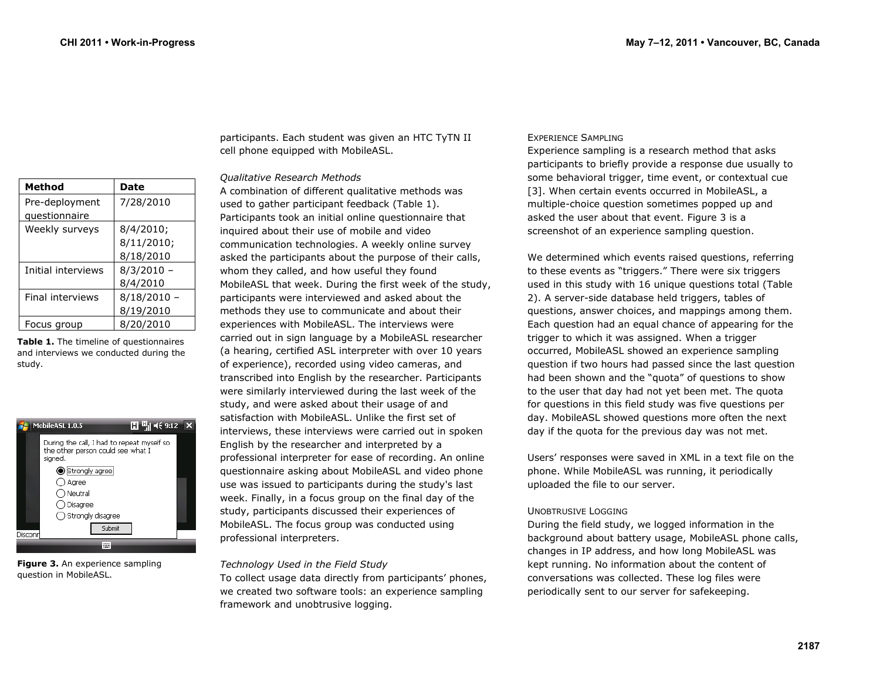| Method | Date |
|---|---|
| Pre-deployment questionnaire | 7/28/2010 |
| Weekly surveys | 8/4/2010; 8/11/2010; 8/18/2010 |
| Initial interviews | 8/3/2010 – 8/4/2010 |
| Final interviews | 8/18/2010 – 8/19/2010 |
| Focus group | 8/20/2010 |

**Table 1.** The timeline of questionnaires and interviews we conducted during the study.

**Figure 3.** An experience sampling question in MobileASL.

participants. Each student was given an HTC TyTN II cell phone equipped with MobileASL.

*Qualitative Research Methods*

A combination of different qualitative methods was used to gather participant feedback (Table 1). Participants took an initial online questionnaire that inquired about their use of mobile and video communication technologies. A weekly online survey asked the participants about the purpose of their calls, whom they called, and how useful they found MobileASL that week. During the first week of the study, participants were interviewed and asked about the methods they use to communicate and about their experiences with MobileASL. The interviews were carried out in sign language by a MobileASL researcher (a hearing, certified ASL interpreter with over 10 years of experience), recorded using video cameras, and transcribed into English by the researcher. Participants were similarly interviewed during the last week of the study, and were asked about their usage of and satisfaction with MobileASL. Unlike the first set of interviews, these interviews were carried out in spoken English by the researcher and interpreted by a professional interpreter for ease of recording. An online questionnaire asking about MobileASL and video phone use was issued to participants during the study's last week. Finally, in a focus group on the final day of the study, participants discussed their experiences of MobileASL. The focus group was conducted using professional interpreters.

*Technology Used in the Field Study*

To collect usage data directly from participants' phones, we created two software tools: an experience sampling framework and unobtrusive logging.

EXPERIENCE SAMPLING

Experience sampling is a research method that asks participants to briefly provide a response due usually to some behavioral trigger, time event, or contextual cue [3]. When certain events occurred in MobileASL, a multiple-choice question sometimes popped up and asked the user about that event. Figure 3 is a screenshot of an experience sampling question.

We determined which events raised questions, referring to these events as "triggers." There were six triggers used in this study with 16 unique questions total (Table 2). A server-side database held triggers, tables of questions, answer choices, and mappings among them. Each question had an equal chance of appearing for the trigger to which it was assigned. When a trigger occurred, MobileASL showed an experience sampling question if two hours had passed since the last question had been shown and the "quota" of questions to show to the user that day had not yet been met. The quota for questions in this field study was five questions per day. MobileASL showed questions more often the next day if the quota for the previous day was not met.

Users' responses were saved in XML in a text file on the phone. While MobileASL was running, it periodically uploaded the file to our server.

UNOBTRUSIVE LOGGING

During the field study, we logged information in the background about battery usage, MobileASL phone calls, changes in IP address, and how long MobileASL was kept running. No information about the content of conversations was collected. These log files were periodically sent to our server for safekeeping.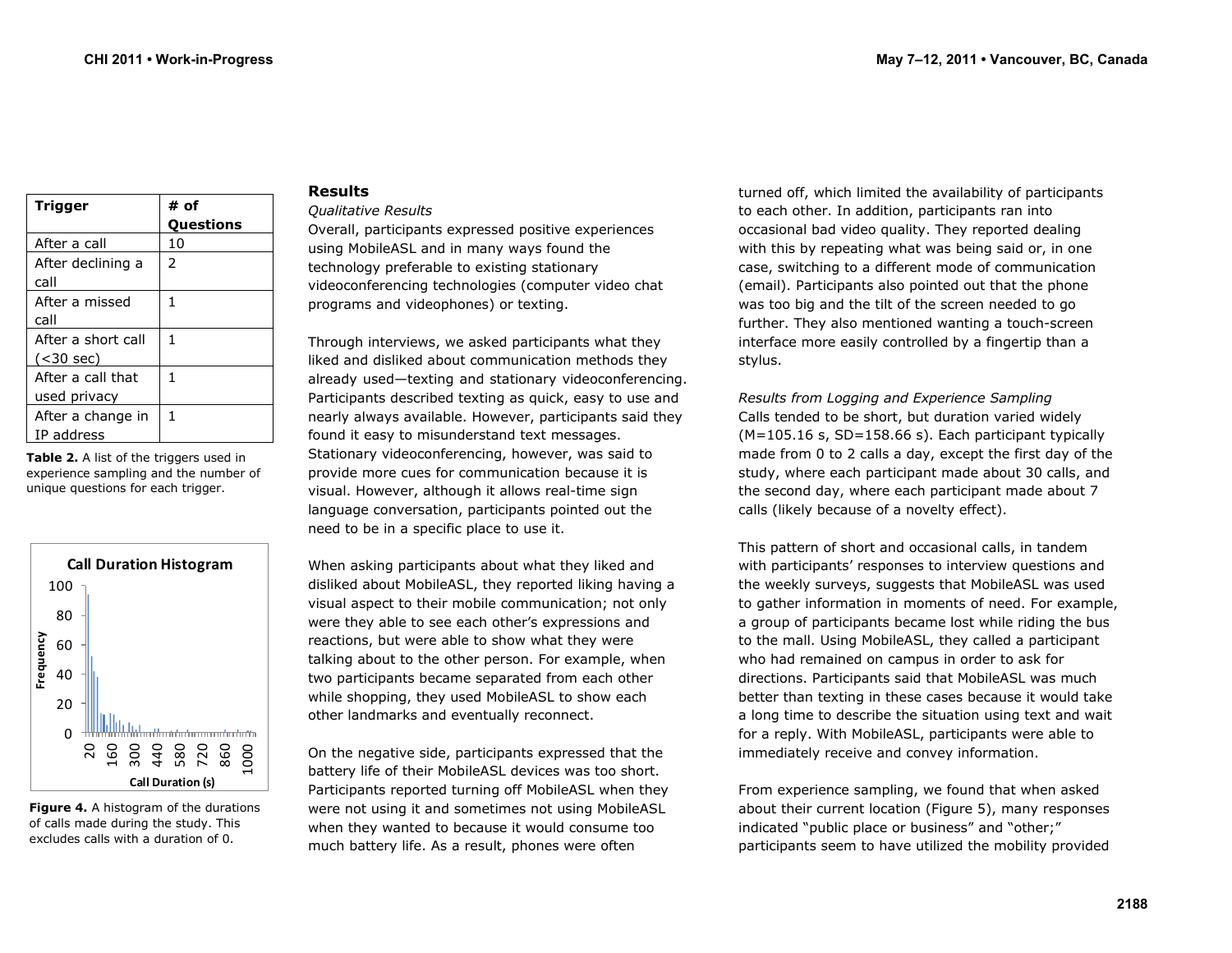| Trigger | # of Questions |
| --- | --- |
| After a call | 10 |
| After declining a call | 2 |
| After a missed call | 1 |
| After a short call (<30 sec) | 1 |
| After a call that used privacy | 1 |
| After a change in IP address | 1 |

**Table 2.** A list of the triggers used in experience sampling and the number of unique questions for each trigger.

**Figure 4.** A histogram of the durations of calls made during the study. This excludes calls with a duration of 0.

## Results

*Qualitative Results*

Overall, participants expressed positive experiences using MobileASL and in many ways found the technology preferable to existing stationary videoconferencing technologies (computer video chat programs and videophones) or texting.

Through interviews, we asked participants what they liked and disliked about communication methods they already used—texting and stationary videoconferencing. Participants described texting as quick, easy to use and nearly always available. However, participants said they found it easy to misunderstand text messages. Stationary videoconferencing, however, was said to provide more cues for communication because it is visual. However, although it allows real-time sign language conversation, participants pointed out the need to be in a specific place to use it.

When asking participants about what they liked and disliked about MobileASL, they reported liking having a visual aspect to their mobile communication; not only were they able to see each other's expressions and reactions, but were able to show what they were talking about to the other person. For example, when two participants became separated from each other while shopping, they used MobileASL to show each other landmarks and eventually reconnect.

On the negative side, participants expressed that the battery life of their MobileASL devices was too short. Participants reported turning off MobileASL when they were not using it and sometimes not using MobileASL when they wanted to because it would consume too much battery life. As a result, phones were often turned off, which limited the availability of participants to each other. In addition, participants ran into occasional bad video quality. They reported dealing with this by repeating what was being said or, in one case, switching to a different mode of communication (email). Participants also pointed out that the phone was too big and the tilt of the screen needed to go further. They also mentioned wanting a touch-screen interface more easily controlled by a fingertip than a stylus.

*Results from Logging and Experience Sampling*

Calls tended to be short, but duration varied widely (M=105.16 s, SD=158.66 s). Each participant typically made from 0 to 2 calls a day, except the first day of the study, where each participant made about 30 calls, and the second day, where each participant made about 7 calls (likely because of a novelty effect).

This pattern of short and occasional calls, in tandem with participants' responses to interview questions and the weekly surveys, suggests that MobileASL was used to gather information in moments of need. For example, a group of participants became lost while riding the bus to the mall. Using MobileASL, they called a participant who had remained on campus in order to ask for directions. Participants said that MobileASL was much better than texting in these cases because it would take a long time to describe the situation using text and wait for a reply. With MobileASL, participants were able to immediately receive and convey information.

From experience sampling, we found that when asked about their current location (Figure 5), many responses indicated "public place or business" and "other;" participants seem to have utilized the mobility provided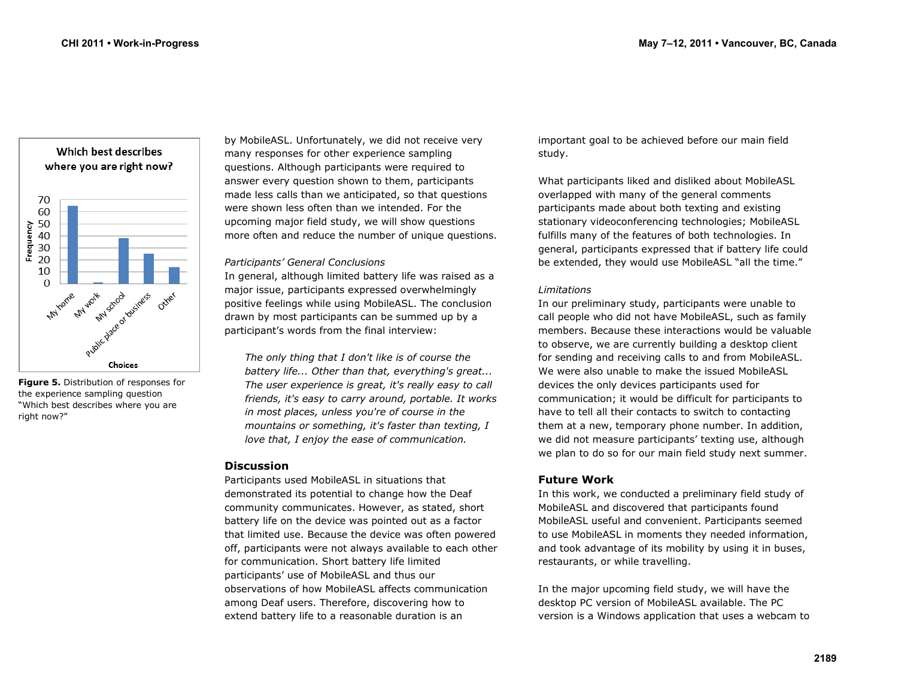Figure 5. Distribution of responses for the experience sampling question "Which best describes where you are right now?"

by MobileASL. Unfortunately, we did not receive very many responses for other experience sampling questions. Although participants were required to answer every question shown to them, participants made less calls than we anticipated, so that questions were shown less often than we intended. For the upcoming major field study, we will show questions more often and reduce the number of unique questions.

*Participants' General Conclusions*

In general, although limited battery life was raised as a major issue, participants expressed overwhelmingly positive feelings while using MobileASL. The conclusion drawn by most participants can be summed up by a participant's words from the final interview:

> *The only thing that I don't like is of course the battery life... Other than that, everything's great... The user experience is great, it's really easy to call friends, it's easy to carry around, portable. It works in most places, unless you're of course in the mountains or something, it's faster than texting, I love that, I enjoy the ease of communication.*

## Discussion

Participants used MobileASL in situations that demonstrated its potential to change how the Deaf community communicates. However, as stated, short battery life on the device was pointed out as a factor that limited use. Because the device was often powered off, participants were not always available to each other for communication. Short battery life limited participants' use of MobileASL and thus our observations of how MobileASL affects communication among Deaf users. Therefore, discovering how to extend battery life to a reasonable duration is an important goal to be achieved before our main field study.

What participants liked and disliked about MobileASL overlapped with many of the general comments participants made about both texting and existing stationary videoconferencing technologies; MobileASL fulfills many of the features of both technologies. In general, participants expressed that if battery life could be extended, they would use MobileASL "all the time."

*Limitations*

In our preliminary study, participants were unable to call people who did not have MobileASL, such as family members. Because these interactions would be valuable to observe, we are currently building a desktop client for sending and receiving calls to and from MobileASL. We were also unable to make the issued MobileASL devices the only devices participants used for communication; it would be difficult for participants to have to tell all their contacts to switch to contacting them at a new, temporary phone number. In addition, we did not measure participants' texting use, although we plan to do so for our main field study next summer.

## Future Work

In this work, we conducted a preliminary field study of MobileASL and discovered that participants found MobileASL useful and convenient. Participants seemed to use MobileASL in moments they needed information, and took advantage of its mobility by using it in buses, restaurants, or while travelling.

In the major upcoming field study, we will have the desktop PC version of MobileASL available. The PC version is a Windows application that uses a webcam to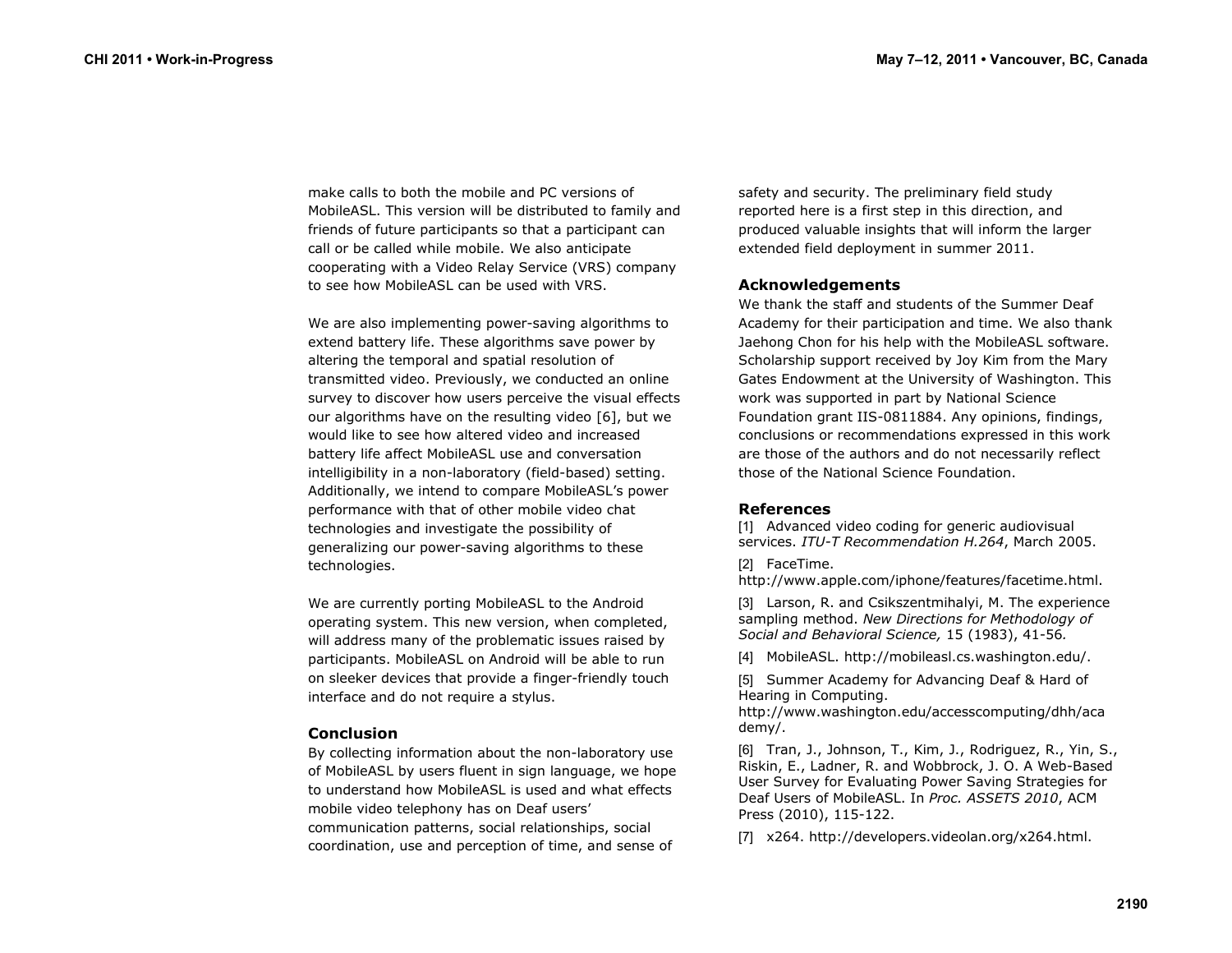make calls to both the mobile and PC versions of MobileASL. This version will be distributed to family and friends of future participants so that a participant can call or be called while mobile. We also anticipate cooperating with a Video Relay Service (VRS) company to see how MobileASL can be used with VRS.

We are also implementing power-saving algorithms to extend battery life. These algorithms save power by altering the temporal and spatial resolution of transmitted video. Previously, we conducted an online survey to discover how users perceive the visual effects our algorithms have on the resulting video [6], but we would like to see how altered video and increased battery life affect MobileASL use and conversation intelligibility in a non-laboratory (field-based) setting. Additionally, we intend to compare MobileASL's power performance with that of other mobile video chat technologies and investigate the possibility of generalizing our power-saving algorithms to these technologies.

We are currently porting MobileASL to the Android operating system. This new version, when completed, will address many of the problematic issues raised by participants. MobileASL on Android will be able to run on sleeker devices that provide a finger-friendly touch interface and do not require a stylus.

## Conclusion

By collecting information about the non-laboratory use of MobileASL by users fluent in sign language, we hope to understand how MobileASL is used and what effects mobile video telephony has on Deaf users' communication patterns, social relationships, social coordination, use and perception of time, and sense of safety and security. The preliminary field study reported here is a first step in this direction, and produced valuable insights that will inform the larger extended field deployment in summer 2011.

## Acknowledgements

We thank the staff and students of the Summer Deaf Academy for their participation and time. We also thank Jaehong Chon for his help with the MobileASL software. Scholarship support received by Joy Kim from the Mary Gates Endowment at the University of Washington. This work was supported in part by National Science Foundation grant IIS-0811884. Any opinions, findings, conclusions or recommendations expressed in this work are those of the authors and do not necessarily reflect those of the National Science Foundation.

## References

[1] Advanced video coding for generic audiovisual services. *ITU-T Recommendation H.264*, March 2005.

[2] FaceTime. http://www.apple.com/iphone/features/facetime.html.

[3] Larson, R. and Csikszentmihalyi, M. The experience sampling method. *New Directions for Methodology of Social and Behavioral Science,* 15 (1983), 41-56.

[4] MobileASL. http://mobileasl.cs.washington.edu/.

[5] Summer Academy for Advancing Deaf & Hard of Hearing in Computing. http://www.washington.edu/accesscomputing/dhh/academy/.

[6] Tran, J., Johnson, T., Kim, J., Rodriguez, R., Yin, S., Riskin, E., Ladner, R. and Wobbrock, J. O. A Web-Based User Survey for Evaluating Power Saving Strategies for Deaf Users of MobileASL. In *Proc. ASSETS 2010*, ACM Press (2010), 115-122.

[7] x264. http://developers.videolan.org/x264.html.